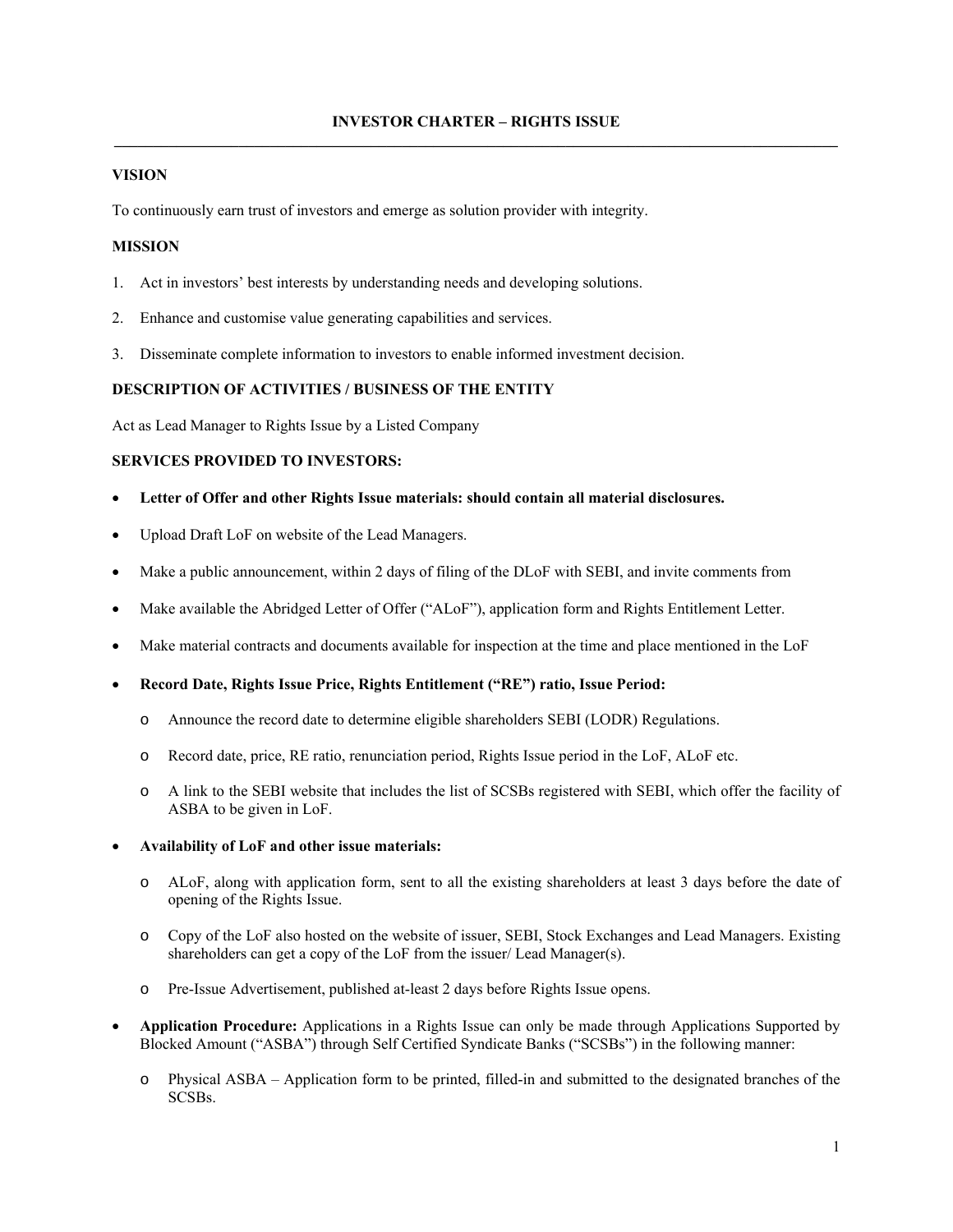# INVESTOR CHARTER – RIGHTS ISSUE

## VISION

To continuously earn trust of investors and emerge as solution provider with integrity.

## MISSION

1. Act in investors' best interests by understanding needs and developing solutions.
2. Enhance and customise value generating capabilities and services.
3. Disseminate complete information to investors to enable informed investment decision.

## DESCRIPTION OF ACTIVITIES / BUSINESS OF THE ENTITY

Act as Lead Manager to Rights Issue by a Listed Company

## SERVICES PROVIDED TO INVESTORS:

- **Letter of Offer and other Rights Issue materials: should contain all material disclosures.**
- Upload Draft LoF on website of the Lead Managers.
- Make a public announcement, within 2 days of filing of the DLoF with SEBI, and invite comments from
- Make available the Abridged Letter of Offer ("ALoF"), application form and Rights Entitlement Letter.
- Make material contracts and documents available for inspection at the time and place mentioned in the LoF
- **Record Date, Rights Issue Price, Rights Entitlement ("RE") ratio, Issue Period:**
  - Announce the record date to determine eligible shareholders SEBI (LODR) Regulations.
  - Record date, price, RE ratio, renunciation period, Rights Issue period in the LoF, ALoF etc.
  - A link to the SEBI website that includes the list of SCSBs registered with SEBI, which offer the facility of ASBA to be given in LoF.
- **Availability of LoF and other issue materials:**
  - ALoF, along with application form, sent to all the existing shareholders at least 3 days before the date of opening of the Rights Issue.
  - Copy of the LoF also hosted on the website of issuer, SEBI, Stock Exchanges and Lead Managers. Existing shareholders can get a copy of the LoF from the issuer/ Lead Manager(s).
  - Pre-Issue Advertisement, published at-least 2 days before Rights Issue opens.
- **Application Procedure:** Applications in a Rights Issue can only be made through Applications Supported by Blocked Amount ("ASBA") through Self Certified Syndicate Banks ("SCSBs") in the following manner:
  - Physical ASBA – Application form to be printed, filled-in and submitted to the designated branches of the SCSBs.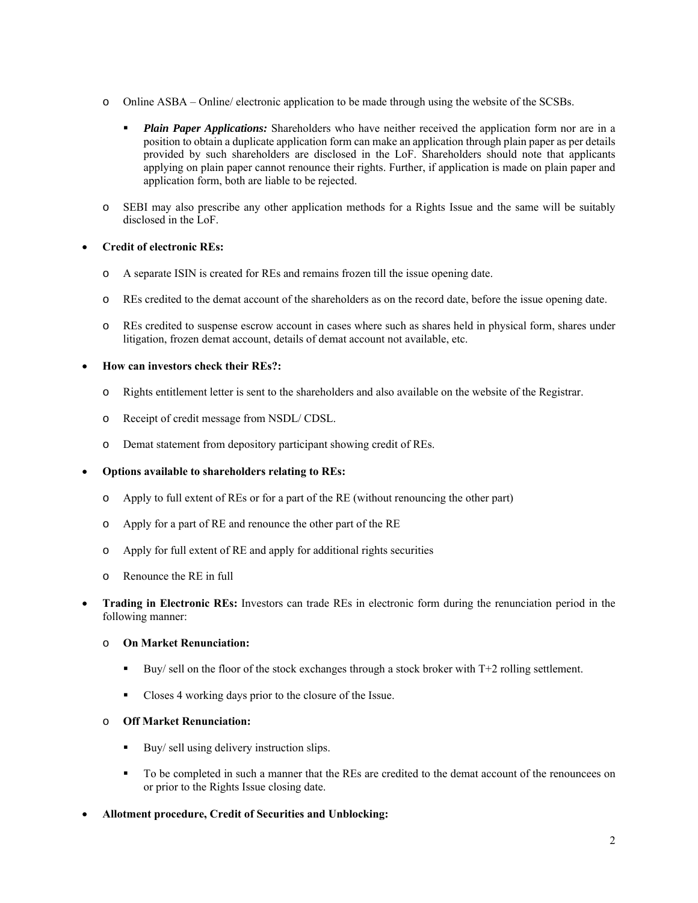- Online ASBA – Online/ electronic application to be made through using the website of the SCSBs.
  - ***Plain Paper Applications:*** Shareholders who have neither received the application form nor are in a position to obtain a duplicate application form can make an application through plain paper as per details provided by such shareholders are disclosed in the LoF. Shareholders should note that applicants applying on plain paper cannot renounce their rights. Further, if application is made on plain paper and application form, both are liable to be rejected.
- SEBI may also prescribe any other application methods for a Rights Issue and the same will be suitably disclosed in the LoF.

- **Credit of electronic REs:**
  - A separate ISIN is created for REs and remains frozen till the issue opening date.
  - REs credited to the demat account of the shareholders as on the record date, before the issue opening date.
  - REs credited to suspense escrow account in cases where such as shares held in physical form, shares under litigation, frozen demat account, details of demat account not available, etc.

- **How can investors check their REs?:**
  - Rights entitlement letter is sent to the shareholders and also available on the website of the Registrar.
  - Receipt of credit message from NSDL/ CDSL.
  - Demat statement from depository participant showing credit of REs.

- **Options available to shareholders relating to REs:**
  - Apply to full extent of REs or for a part of the RE (without renouncing the other part)
  - Apply for a part of RE and renounce the other part of the RE
  - Apply for full extent of RE and apply for additional rights securities
  - Renounce the RE in full

- **Trading in Electronic REs:** Investors can trade REs in electronic form during the renunciation period in the following manner:
  - **On Market Renunciation:**
    - Buy/ sell on the floor of the stock exchanges through a stock broker with T+2 rolling settlement.
    - Closes 4 working days prior to the closure of the Issue.
  - **Off Market Renunciation:**
    - Buy/ sell using delivery instruction slips.
    - To be completed in such a manner that the REs are credited to the demat account of the renouncees on or prior to the Rights Issue closing date.

- **Allotment procedure, Credit of Securities and Unblocking:**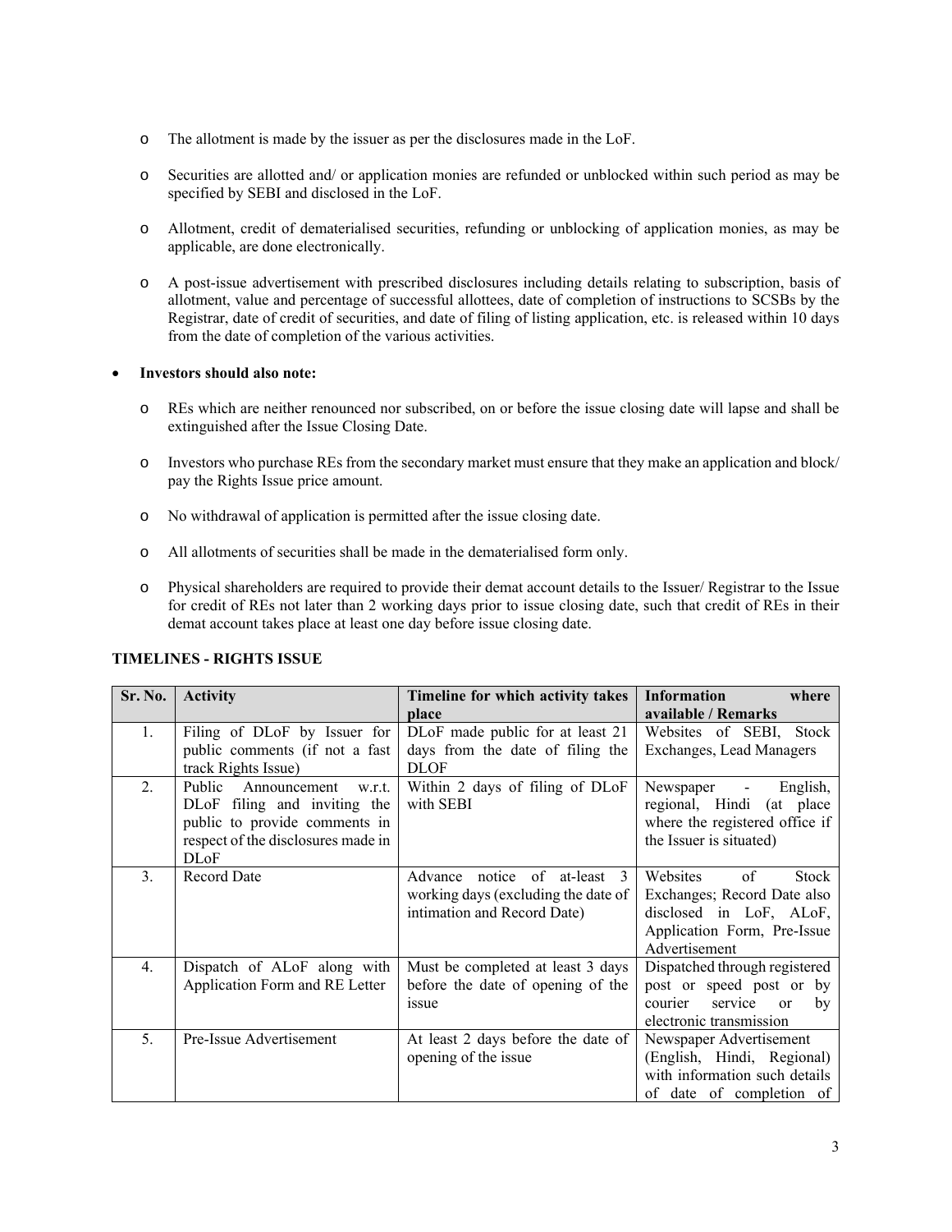- The allotment is made by the issuer as per the disclosures made in the LoF.

- Securities are allotted and/ or application monies are refunded or unblocked within such period as may be specified by SEBI and disclosed in the LoF.

- Allotment, credit of dematerialised securities, refunding or unblocking of application monies, as may be applicable, are done electronically.

- A post-issue advertisement with prescribed disclosures including details relating to subscription, basis of allotment, value and percentage of successful allottees, date of completion of instructions to SCSBs by the Registrar, date of credit of securities, and date of filing of listing application, etc. is released within 10 days from the date of completion of the various activities.

- **Investors should also note:**

  - REs which are neither renounced nor subscribed, on or before the issue closing date will lapse and shall be extinguished after the Issue Closing Date.

  - Investors who purchase REs from the secondary market must ensure that they make an application and block/ pay the Rights Issue price amount.

  - No withdrawal of application is permitted after the issue closing date.

  - All allotments of securities shall be made in the dematerialised form only.

  - Physical shareholders are required to provide their demat account details to the Issuer/ Registrar to the Issue for credit of REs not later than 2 working days prior to issue closing date, such that credit of REs in their demat account takes place at least one day before issue closing date.

**TIMELINES - RIGHTS ISSUE**

| Sr. No. | Activity | Timeline for which activity takes place | Information where available / Remarks |
|---|---|---|---|
| 1. | Filing of DLoF by Issuer for public comments (if not a fast track Rights Issue) | DLoF made public for at least 21 days from the date of filing the DLOF | Websites of SEBI, Stock Exchanges, Lead Managers |
| 2. | Public Announcement w.r.t. DLoF filing and inviting the public to provide comments in respect of the disclosures made in DLoF | Within 2 days of filing of DLoF with SEBI | Newspaper - English, regional, Hindi (at place where the registered office if the Issuer is situated) |
| 3. | Record Date | Advance notice of at-least 3 working days (excluding the date of intimation and Record Date) | Websites of Stock Exchanges; Record Date also disclosed in LoF, ALoF, Application Form, Pre-Issue Advertisement |
| 4. | Dispatch of ALoF along with Application Form and RE Letter | Must be completed at least 3 days before the date of opening of the issue | Dispatched through registered post or speed post or by courier service or by electronic transmission |
| 5. | Pre-Issue Advertisement | At least 2 days before the date of opening of the issue | Newspaper Advertisement (English, Hindi, Regional) with information such details of date of completion of |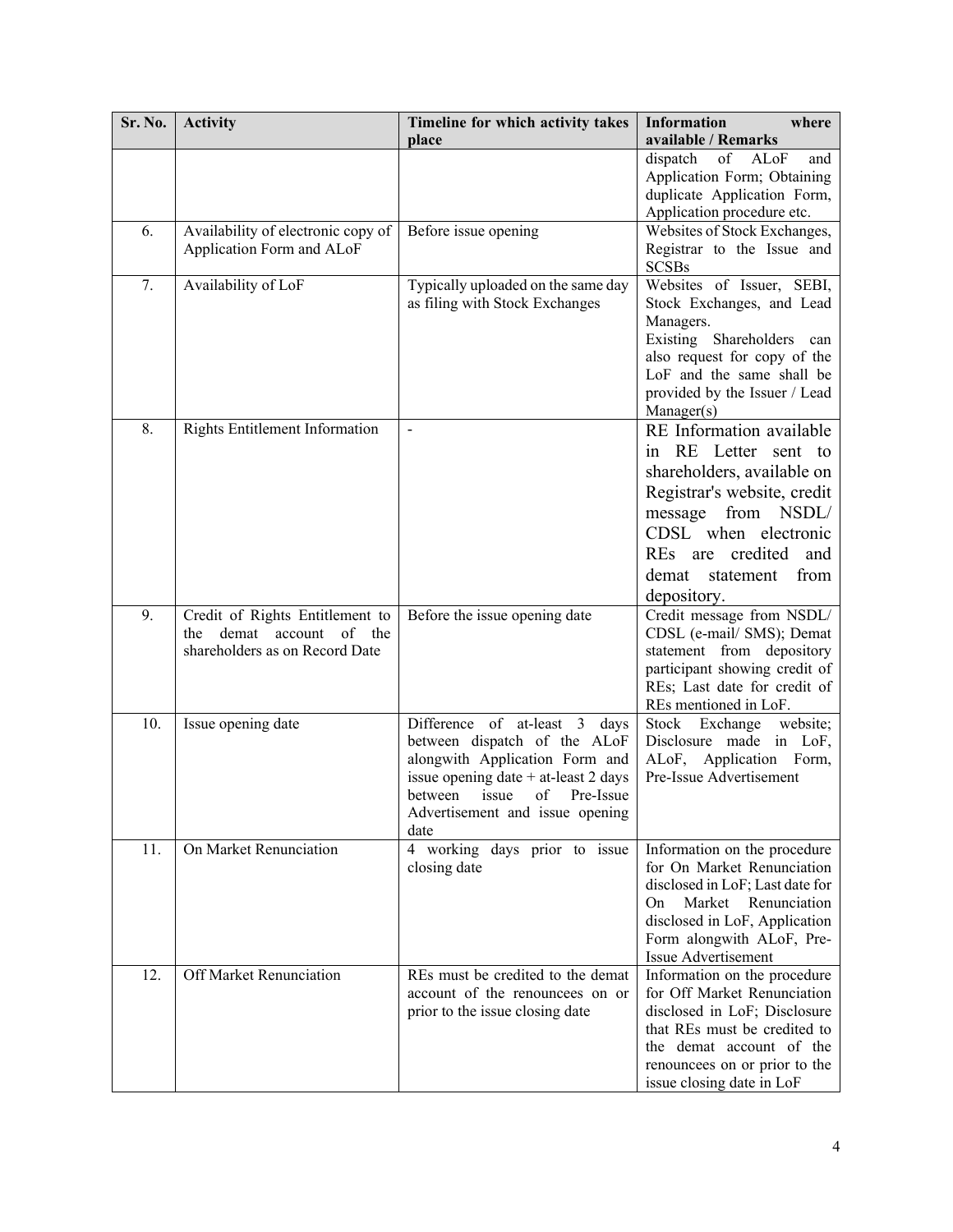| Sr. No. | Activity | Timeline for which activity takes place | Information where available / Remarks |
|---|---|---|---|
| | | | dispatch of ALoF and Application Form; Obtaining duplicate Application Form, Application procedure etc. |
| 6. | Availability of electronic copy of Application Form and ALoF | Before issue opening | Websites of Stock Exchanges, Registrar to the Issue and SCSBs |
| 7. | Availability of LoF | Typically uploaded on the same day as filing with Stock Exchanges | Websites of Issuer, SEBI, Stock Exchanges, and Lead Managers. Existing Shareholders can also request for copy of the LoF and the same shall be provided by the Issuer / Lead Manager(s) |
| 8. | Rights Entitlement Information | - | RE Information available in RE Letter sent to shareholders, available on Registrar's website, credit message from NSDL/ CDSL when electronic REs are credited and demat statement from depository. |
| 9. | Credit of Rights Entitlement to the demat account of the shareholders as on Record Date | Before the issue opening date | Credit message from NSDL/ CDSL (e-mail/ SMS); Demat statement from depository participant showing credit of REs; Last date for credit of REs mentioned in LoF. |
| 10. | Issue opening date | Difference of at-least 3 days between dispatch of the ALoF alongwith Application Form and issue opening date + at-least 2 days between issue of Pre-Issue Advertisement and issue opening date | Stock Exchange website; Disclosure made in LoF, ALoF, Application Form, Pre-Issue Advertisement |
| 11. | On Market Renunciation | 4 working days prior to issue closing date | Information on the procedure for On Market Renunciation disclosed in LoF; Last date for On Market Renunciation disclosed in LoF, Application Form alongwith ALoF, Pre-Issue Advertisement |
| 12. | Off Market Renunciation | REs must be credited to the demat account of the renouncees on or prior to the issue closing date | Information on the procedure for Off Market Renunciation disclosed in LoF; Disclosure that REs must be credited to the demat account of the renouncees on or prior to the issue closing date in LoF |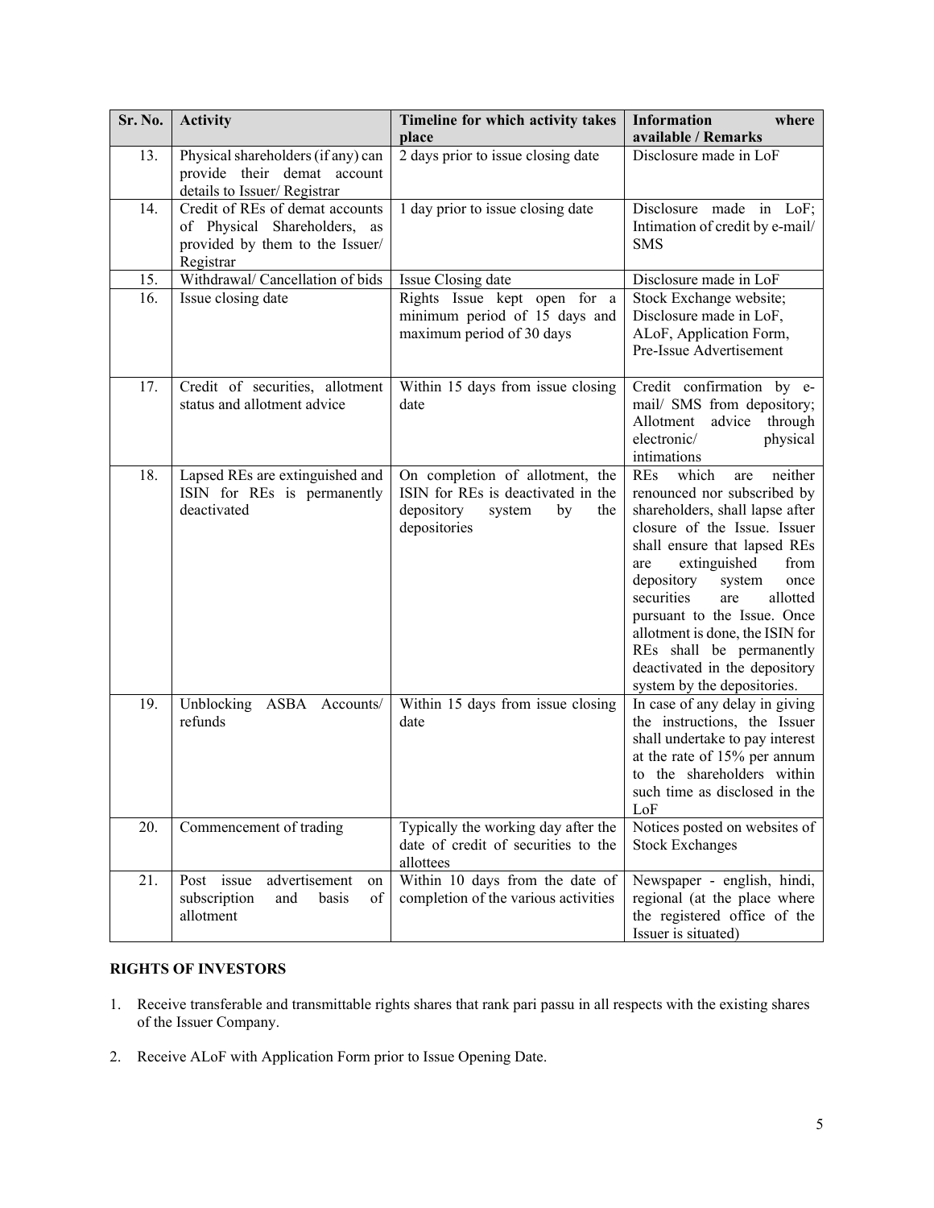| Sr. No. | Activity | Timeline for which activity takes place | Information where available / Remarks |
|---|---|---|---|
| 13. | Physical shareholders (if any) can provide their demat account details to Issuer/ Registrar | 2 days prior to issue closing date | Disclosure made in LoF |
| 14. | Credit of REs of demat accounts of Physical Shareholders, as provided by them to the Issuer/ Registrar | 1 day prior to issue closing date | Disclosure made in LoF; Intimation of credit by e-mail/ SMS |
| 15. | Withdrawal/ Cancellation of bids | Issue Closing date | Disclosure made in LoF |
| 16. | Issue closing date | Rights Issue kept open for a minimum period of 15 days and maximum period of 30 days | Stock Exchange website; Disclosure made in LoF, ALoF, Application Form, Pre-Issue Advertisement |
| 17. | Credit of securities, allotment status and allotment advice | Within 15 days from issue closing date | Credit confirmation by e-mail/ SMS from depository; Allotment advice through electronic/ physical intimations |
| 18. | Lapsed REs are extinguished and ISIN for REs is permanently deactivated | On completion of allotment, the ISIN for REs is deactivated in the depository system by the depositories | REs which are neither renounced nor subscribed by shareholders, shall lapse after closure of the Issue. Issuer shall ensure that lapsed REs are extinguished from depository system once securities are allotted pursuant to the Issue. Once allotment is done, the ISIN for REs shall be permanently deactivated in the depository system by the depositories. |
| 19. | Unblocking ASBA Accounts/ refunds | Within 15 days from issue closing date | In case of any delay in giving the instructions, the Issuer shall undertake to pay interest at the rate of 15% per annum to the shareholders within such time as disclosed in the LoF |
| 20. | Commencement of trading | Typically the working day after the date of credit of securities to the allottees | Notices posted on websites of Stock Exchanges |
| 21. | Post issue advertisement on subscription and basis of allotment | Within 10 days from the date of completion of the various activities | Newspaper - english, hindi, regional (at the place where the registered office of the Issuer is situated) |

**RIGHTS OF INVESTORS**

1. Receive transferable and transmittable rights shares that rank pari passu in all respects with the existing shares of the Issuer Company.

2. Receive ALoF with Application Form prior to Issue Opening Date.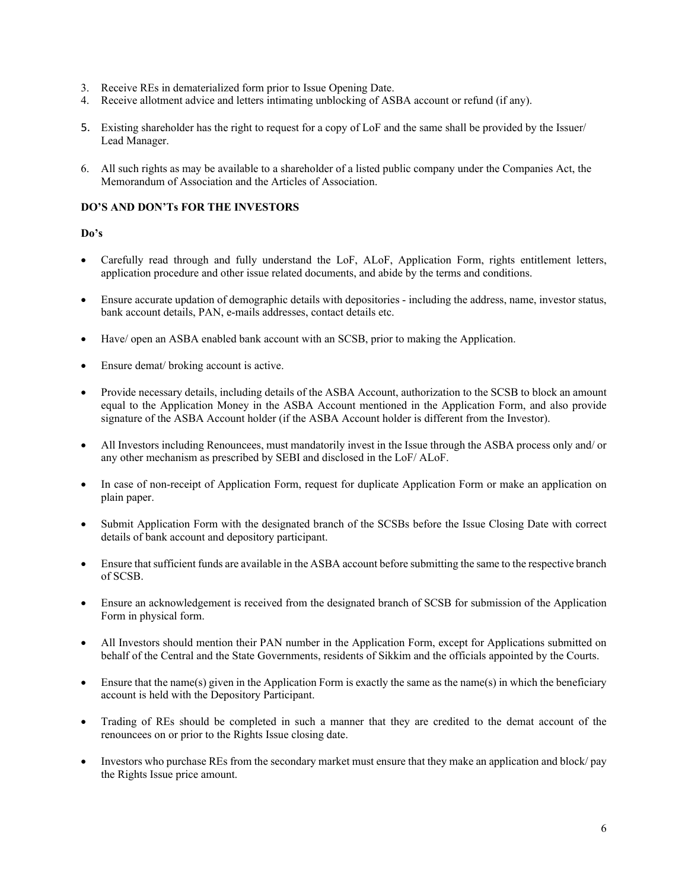3. Receive REs in dematerialized form prior to Issue Opening Date.
4. Receive allotment advice and letters intimating unblocking of ASBA account or refund (if any).
5. Existing shareholder has the right to request for a copy of LoF and the same shall be provided by the Issuer/ Lead Manager.
6. All such rights as may be available to a shareholder of a listed public company under the Companies Act, the Memorandum of Association and the Articles of Association.

**DO'S AND DON'Ts FOR THE INVESTORS**

**Do's**

- Carefully read through and fully understand the LoF, ALoF, Application Form, rights entitlement letters, application procedure and other issue related documents, and abide by the terms and conditions.
- Ensure accurate updation of demographic details with depositories - including the address, name, investor status, bank account details, PAN, e-mails addresses, contact details etc.
- Have/ open an ASBA enabled bank account with an SCSB, prior to making the Application.
- Ensure demat/ broking account is active.
- Provide necessary details, including details of the ASBA Account, authorization to the SCSB to block an amount equal to the Application Money in the ASBA Account mentioned in the Application Form, and also provide signature of the ASBA Account holder (if the ASBA Account holder is different from the Investor).
- All Investors including Renouncees, must mandatorily invest in the Issue through the ASBA process only and/ or any other mechanism as prescribed by SEBI and disclosed in the LoF/ ALoF.
- In case of non-receipt of Application Form, request for duplicate Application Form or make an application on plain paper.
- Submit Application Form with the designated branch of the SCSBs before the Issue Closing Date with correct details of bank account and depository participant.
- Ensure that sufficient funds are available in the ASBA account before submitting the same to the respective branch of SCSB.
- Ensure an acknowledgement is received from the designated branch of SCSB for submission of the Application Form in physical form.
- All Investors should mention their PAN number in the Application Form, except for Applications submitted on behalf of the Central and the State Governments, residents of Sikkim and the officials appointed by the Courts.
- Ensure that the name(s) given in the Application Form is exactly the same as the name(s) in which the beneficiary account is held with the Depository Participant.
- Trading of REs should be completed in such a manner that they are credited to the demat account of the renouncees on or prior to the Rights Issue closing date.
- Investors who purchase REs from the secondary market must ensure that they make an application and block/ pay the Rights Issue price amount.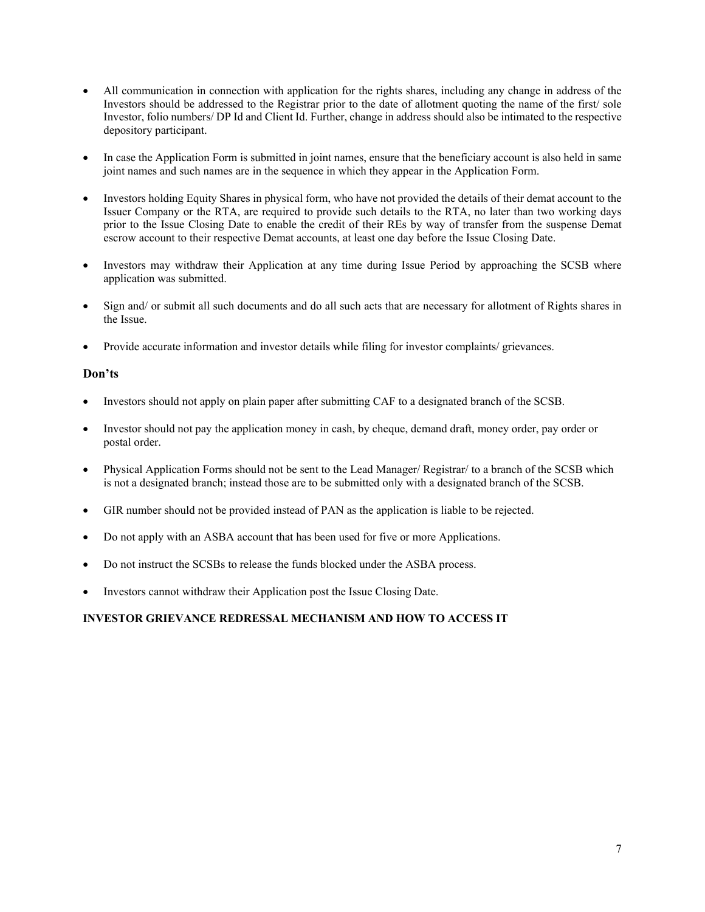- All communication in connection with application for the rights shares, including any change in address of the Investors should be addressed to the Registrar prior to the date of allotment quoting the name of the first/ sole Investor, folio numbers/ DP Id and Client Id. Further, change in address should also be intimated to the respective depository participant.

- In case the Application Form is submitted in joint names, ensure that the beneficiary account is also held in same joint names and such names are in the sequence in which they appear in the Application Form.

- Investors holding Equity Shares in physical form, who have not provided the details of their demat account to the Issuer Company or the RTA, are required to provide such details to the RTA, no later than two working days prior to the Issue Closing Date to enable the credit of their REs by way of transfer from the suspense Demat escrow account to their respective Demat accounts, at least one day before the Issue Closing Date.

- Investors may withdraw their Application at any time during Issue Period by approaching the SCSB where application was submitted.

- Sign and/ or submit all such documents and do all such acts that are necessary for allotment of Rights shares in the Issue.

- Provide accurate information and investor details while filing for investor complaints/ grievances.

## Don'ts

- Investors should not apply on plain paper after submitting CAF to a designated branch of the SCSB.

- Investor should not pay the application money in cash, by cheque, demand draft, money order, pay order or postal order.

- Physical Application Forms should not be sent to the Lead Manager/ Registrar/ to a branch of the SCSB which is not a designated branch; instead those are to be submitted only with a designated branch of the SCSB.

- GIR number should not be provided instead of PAN as the application is liable to be rejected.

- Do not apply with an ASBA account that has been used for five or more Applications.

- Do not instruct the SCSBs to release the funds blocked under the ASBA process.

- Investors cannot withdraw their Application post the Issue Closing Date.

**INVESTOR GRIEVANCE REDRESSAL MECHANISM AND HOW TO ACCESS IT**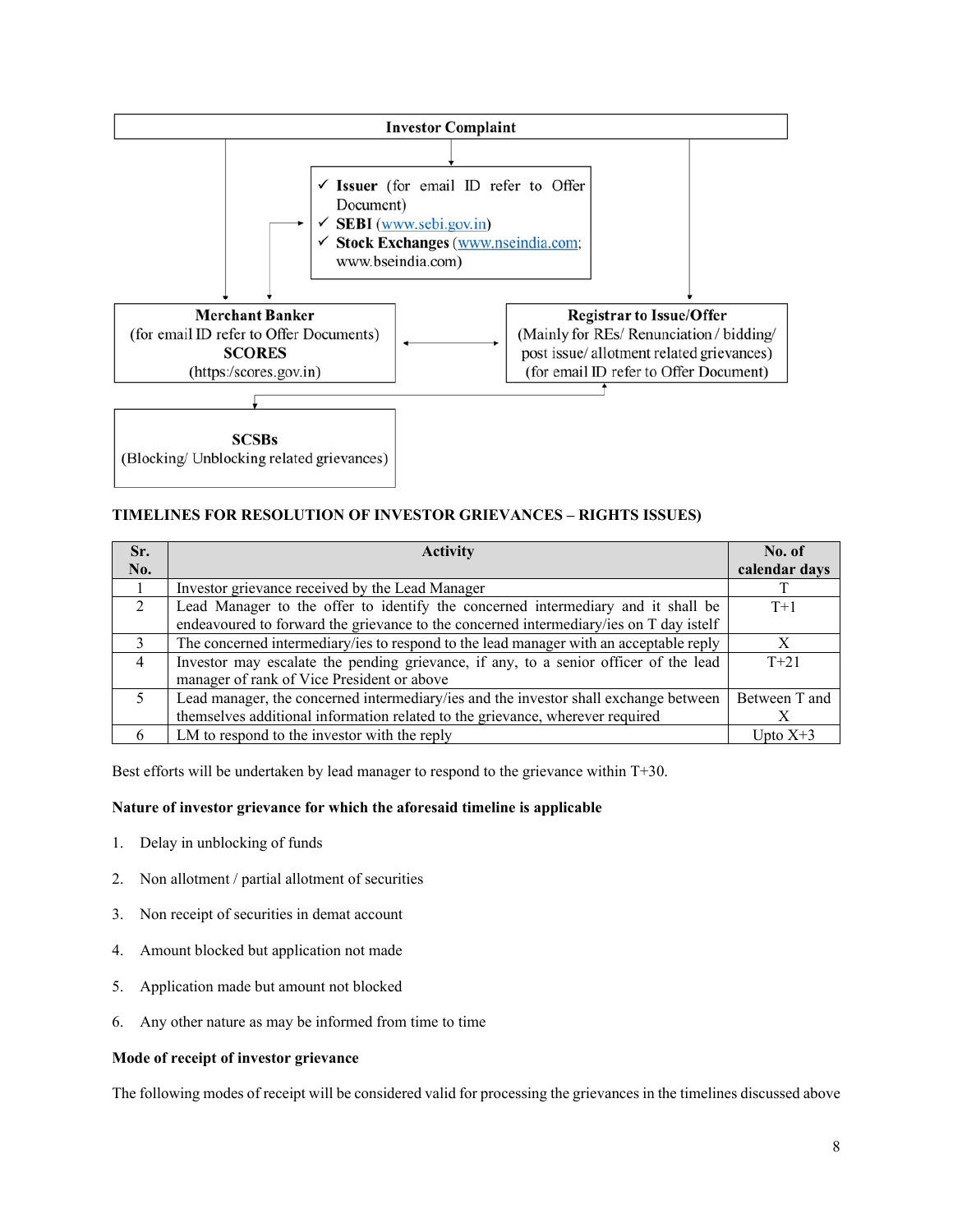Investor Complaint

- ✓ **Issuer** (for email ID refer to Offer Document)
- ✓ **SEBI** (www.sebi.gov.in)
- ✓ **Stock Exchanges** (www.nseindia.com; www.bseindia.com)

**Merchant Banker**
(for email ID refer to Offer Documents)
**SCORES**
(https:/scores.gov.in)

**Registrar to Issue/Offer**
(Mainly for REs/ Renunciation / bidding/ post issue/ allotment related grievances)
(for email ID refer to Offer Document)

**SCSBs**
(Blocking/ Unblocking related grievances)

**TIMELINES FOR RESOLUTION OF INVESTOR GRIEVANCES – RIGHTS ISSUES)**

| Sr. No. | Activity | No. of calendar days |
|---|---|---|
| 1 | Investor grievance received by the Lead Manager | T |
| 2 | Lead Manager to the offer to identify the concerned intermediary and it shall be endeavoured to forward the grievance to the concerned intermediary/ies on T day istelf | T+1 |
| 3 | The concerned intermediary/ies to respond to the lead manager with an acceptable reply | X |
| 4 | Investor may escalate the pending grievance, if any, to a senior officer of the lead manager of rank of Vice President or above | T+21 |
| 5 | Lead manager, the concerned intermediary/ies and the investor shall exchange between themselves additional information related to the grievance, wherever required | Between T and X |
| 6 | LM to respond to the investor with the reply | Upto X+3 |

Best efforts will be undertaken by lead manager to respond to the grievance within T+30.

**Nature of investor grievance for which the aforesaid timeline is applicable**

1. Delay in unblocking of funds
2. Non allotment / partial allotment of securities
3. Non receipt of securities in demat account
4. Amount blocked but application not made
5. Application made but amount not blocked
6. Any other nature as may be informed from time to time

**Mode of receipt of investor grievance**

The following modes of receipt will be considered valid for processing the grievances in the timelines discussed above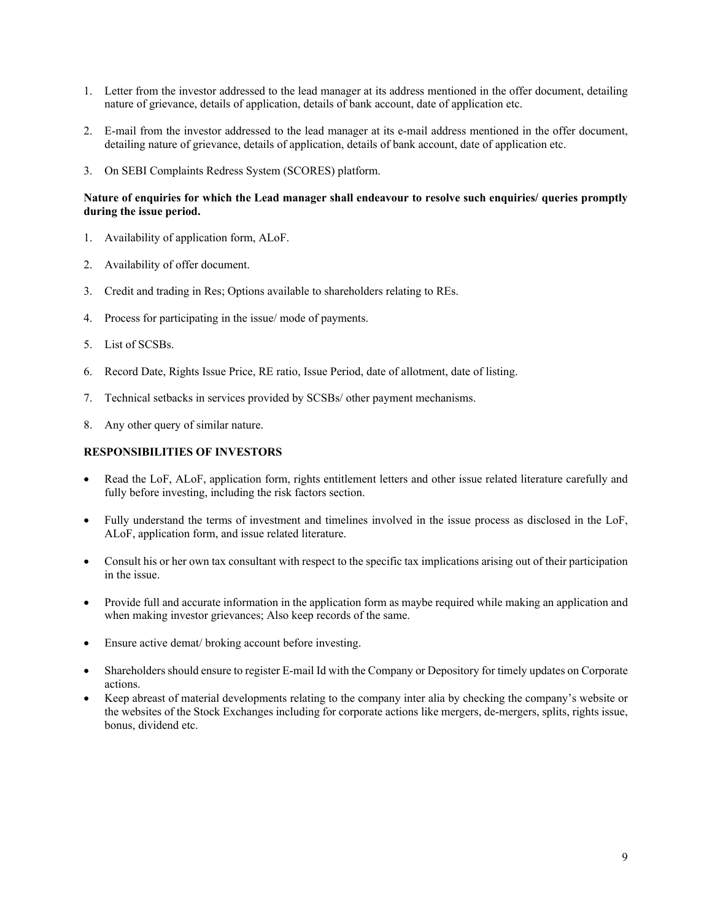1. Letter from the investor addressed to the lead manager at its address mentioned in the offer document, detailing nature of grievance, details of application, details of bank account, date of application etc.

2. E-mail from the investor addressed to the lead manager at its e-mail address mentioned in the offer document, detailing nature of grievance, details of application, details of bank account, date of application etc.

3. On SEBI Complaints Redress System (SCORES) platform.

**Nature of enquiries for which the Lead manager shall endeavour to resolve such enquiries/ queries promptly during the issue period.**

1. Availability of application form, ALoF.

2. Availability of offer document.

3. Credit and trading in Res; Options available to shareholders relating to REs.

4. Process for participating in the issue/ mode of payments.

5. List of SCSBs.

6. Record Date, Rights Issue Price, RE ratio, Issue Period, date of allotment, date of listing.

7. Technical setbacks in services provided by SCSBs/ other payment mechanisms.

8. Any other query of similar nature.

**RESPONSIBILITIES OF INVESTORS**

- Read the LoF, ALoF, application form, rights entitlement letters and other issue related literature carefully and fully before investing, including the risk factors section.

- Fully understand the terms of investment and timelines involved in the issue process as disclosed in the LoF, ALoF, application form, and issue related literature.

- Consult his or her own tax consultant with respect to the specific tax implications arising out of their participation in the issue.

- Provide full and accurate information in the application form as maybe required while making an application and when making investor grievances; Also keep records of the same.

- Ensure active demat/ broking account before investing.

- Shareholders should ensure to register E-mail Id with the Company or Depository for timely updates on Corporate actions.
- Keep abreast of material developments relating to the company inter alia by checking the company's website or the websites of the Stock Exchanges including for corporate actions like mergers, de-mergers, splits, rights issue, bonus, dividend etc.